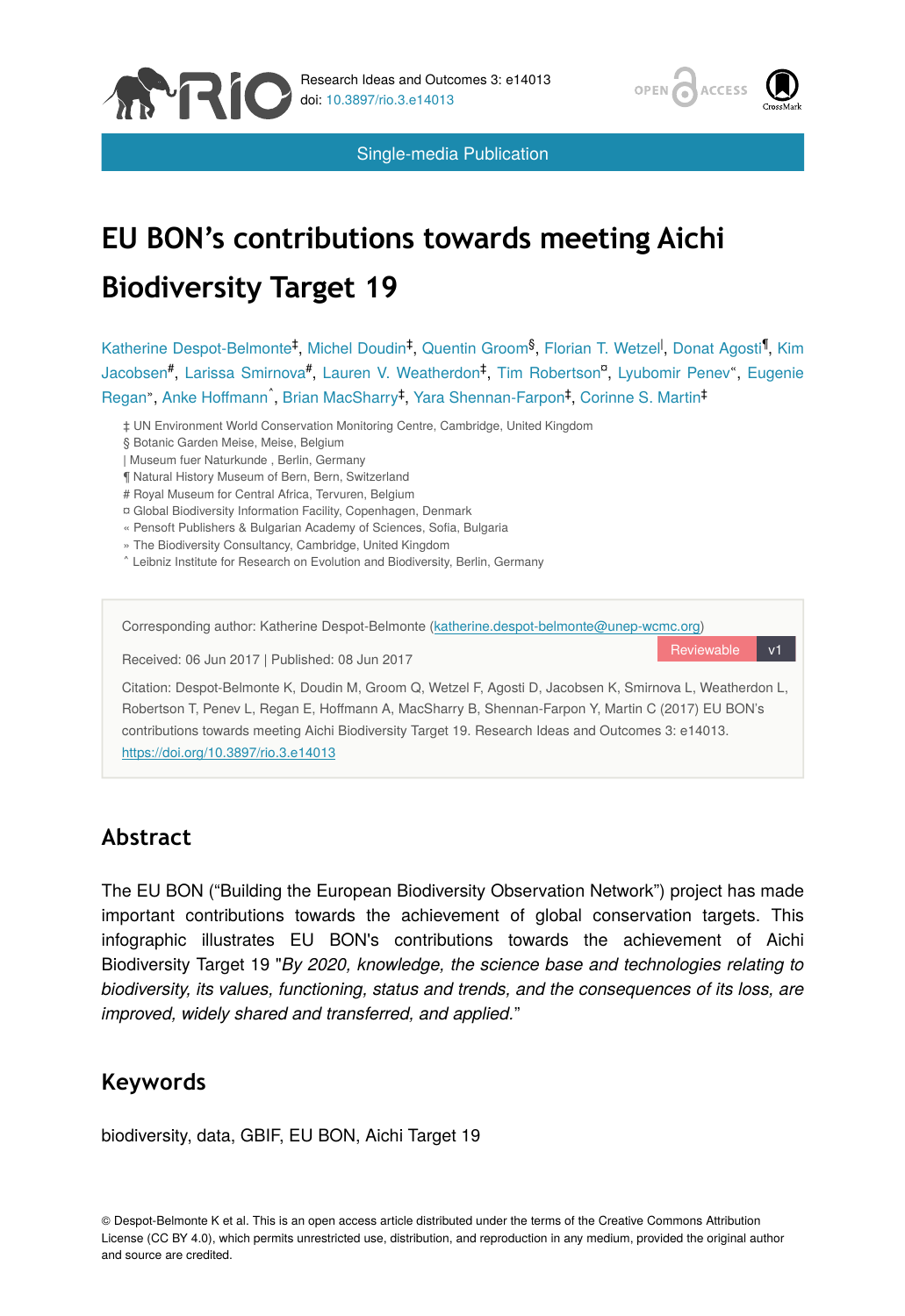Research Ideas and Outcomes 3: e14013
doi: 10.3897/rio.3.e14013

Single-media Publication

# EU BON's contributions towards meeting Aichi Biodiversity Target 19

Katherine Despot-Belmonte[‡], Michel Doudin[‡], Quentin Groom[§], Florian T. Wetzel[|], Donat Agosti[¶], Kim Jacobsen[#], Larissa Smirnova[#], Lauren V. Weatherdon[‡], Tim Robertson[¤], Lyubomir Penev[«], Eugenie Regan[»], Anke Hoffmann[˄], Brian MacSharry[‡], Yara Shennan-Farpon[‡], Corinne S. Martin[‡]

‡ UN Environment World Conservation Monitoring Centre, Cambridge, United Kingdom
§ Botanic Garden Meise, Meise, Belgium
| Museum fuer Naturkunde , Berlin, Germany
¶ Natural History Museum of Bern, Bern, Switzerland
# Royal Museum for Central Africa, Tervuren, Belgium
¤ Global Biodiversity Information Facility, Copenhagen, Denmark
« Pensoft Publishers & Bulgarian Academy of Sciences, Sofia, Bulgaria
» The Biodiversity Consultancy, Cambridge, United Kingdom
˄ Leibniz Institute for Research on Evolution and Biodiversity, Berlin, Germany

Corresponding author: Katherine Despot-Belmonte (katherine.despot-belmonte@unep-wcmc.org)

Received: 06 Jun 2017 | Published: 08 Jun 2017

Reviewable v1

Citation: Despot-Belmonte K, Doudin M, Groom Q, Wetzel F, Agosti D, Jacobsen K, Smirnova L, Weatherdon L, Robertson T, Penev L, Regan E, Hoffmann A, MacSharry B, Shennan-Farpon Y, Martin C (2017) EU BON's contributions towards meeting Aichi Biodiversity Target 19. Research Ideas and Outcomes 3: e14013. https://doi.org/10.3897/rio.3.e14013

## Abstract

The EU BON ("Building the European Biodiversity Observation Network") project has made important contributions towards the achievement of global conservation targets. This infographic illustrates EU BON's contributions towards the achievement of Aichi Biodiversity Target 19 "*By 2020, knowledge, the science base and technologies relating to biodiversity, its values, functioning, status and trends, and the consequences of its loss, are improved, widely shared and transferred, and applied.*"

## Keywords

biodiversity, data, GBIF, EU BON, Aichi Target 19

© Despot-Belmonte K et al. This is an open access article distributed under the terms of the Creative Commons Attribution License (CC BY 4.0), which permits unrestricted use, distribution, and reproduction in any medium, provided the original author and source are credited.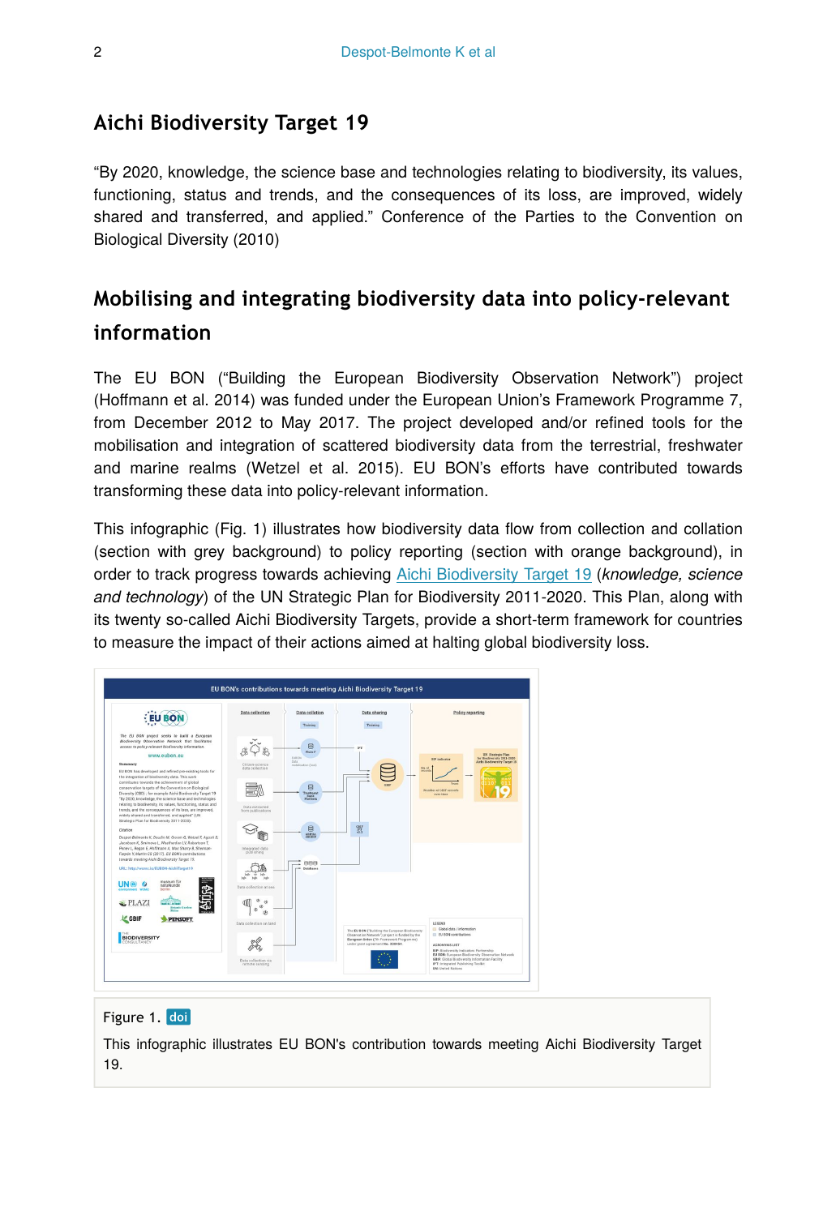## Aichi Biodiversity Target 19

"By 2020, knowledge, the science base and technologies relating to biodiversity, its values, functioning, status and trends, and the consequences of its loss, are improved, widely shared and transferred, and applied." Conference of the Parties to the Convention on Biological Diversity (2010)

## Mobilising and integrating biodiversity data into policy-relevant information

The EU BON ("Building the European Biodiversity Observation Network") project (Hoffmann et al. 2014) was funded under the European Union's Framework Programme 7, from December 2012 to May 2017. The project developed and/or refined tools for the mobilisation and integration of scattered biodiversity data from the terrestrial, freshwater and marine realms (Wetzel et al. 2015). EU BON's efforts have contributed towards transforming these data into policy-relevant information.

This infographic (Fig. 1) illustrates how biodiversity data flow from collection and collation (section with grey background) to policy reporting (section with orange background), in order to track progress towards achieving Aichi Biodiversity Target 19 (*knowledge, science and technology*) of the UN Strategic Plan for Biodiversity 2011-2020. This Plan, along with its twenty so-called Aichi Biodiversity Targets, provide a short-term framework for countries to measure the impact of their actions aimed at halting global biodiversity loss.

Figure 1. doi

This infographic illustrates EU BON's contribution towards meeting Aichi Biodiversity Target 19.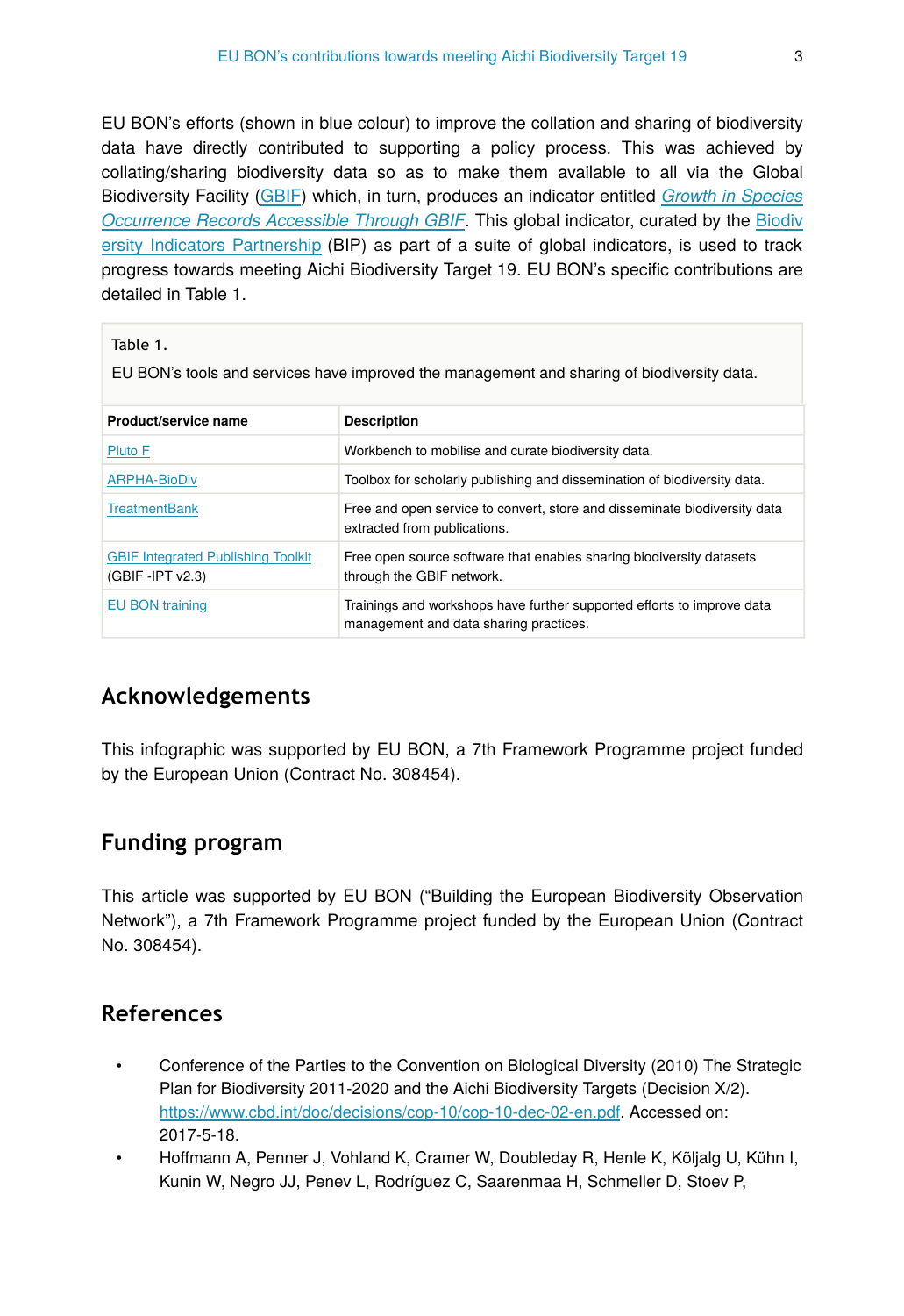EU BON's efforts (shown in blue colour) to improve the collation and sharing of biodiversity data have directly contributed to supporting a policy process. This was achieved by collating/sharing biodiversity data so as to make them available to all via the Global Biodiversity Facility (GBIF) which, in turn, produces an indicator entitled *Growth in Species Occurrence Records Accessible Through GBIF*. This global indicator, curated by the Biodiversity Indicators Partnership (BIP) as part of a suite of global indicators, is used to track progress towards meeting Aichi Biodiversity Target 19. EU BON's specific contributions are detailed in Table 1.

Table 1.

EU BON's tools and services have improved the management and sharing of biodiversity data.

| Product/service name | Description |
| --- | --- |
| Pluto F | Workbench to mobilise and curate biodiversity data. |
| ARPHA-BioDiv | Toolbox for scholarly publishing and dissemination of biodiversity data. |
| TreatmentBank | Free and open service to convert, store and disseminate biodiversity data extracted from publications. |
| GBIF Integrated Publishing Toolkit (GBIF -IPT v2.3) | Free open source software that enables sharing biodiversity datasets through the GBIF network. |
| EU BON training | Trainings and workshops have further supported efforts to improve data management and data sharing practices. |

## Acknowledgements

This infographic was supported by EU BON, a 7th Framework Programme project funded by the European Union (Contract No. 308454).

## Funding program

This article was supported by EU BON ("Building the European Biodiversity Observation Network"), a 7th Framework Programme project funded by the European Union (Contract No. 308454).

## References

- Conference of the Parties to the Convention on Biological Diversity (2010) The Strategic Plan for Biodiversity 2011-2020 and the Aichi Biodiversity Targets (Decision X/2). https://www.cbd.int/doc/decisions/cop-10/cop-10-dec-02-en.pdf. Accessed on: 2017-5-18.
- Hoffmann A, Penner J, Vohland K, Cramer W, Doubleday R, Henle K, Kõljalg U, Kühn I, Kunin W, Negro JJ, Penev L, Rodríguez C, Saarenmaa H, Schmeller D, Stoev P,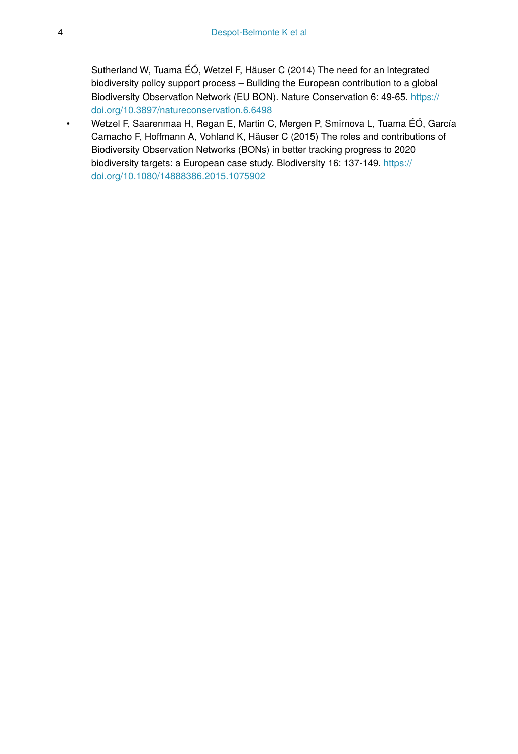Sutherland W, Tuama ÉÓ, Wetzel F, Häuser C (2014) The need for an integrated biodiversity policy support process – Building the European contribution to a global Biodiversity Observation Network (EU BON). Nature Conservation 6: 49-65. https://doi.org/10.3897/natureconservation.6.6498

- Wetzel F, Saarenmaa H, Regan E, Martin C, Mergen P, Smirnova L, Tuama ÉÓ, García Camacho F, Hoffmann A, Vohland K, Häuser C (2015) The roles and contributions of Biodiversity Observation Networks (BONs) in better tracking progress to 2020 biodiversity targets: a European case study. Biodiversity 16: 137-149. https://doi.org/10.1080/14888386.2015.1075902